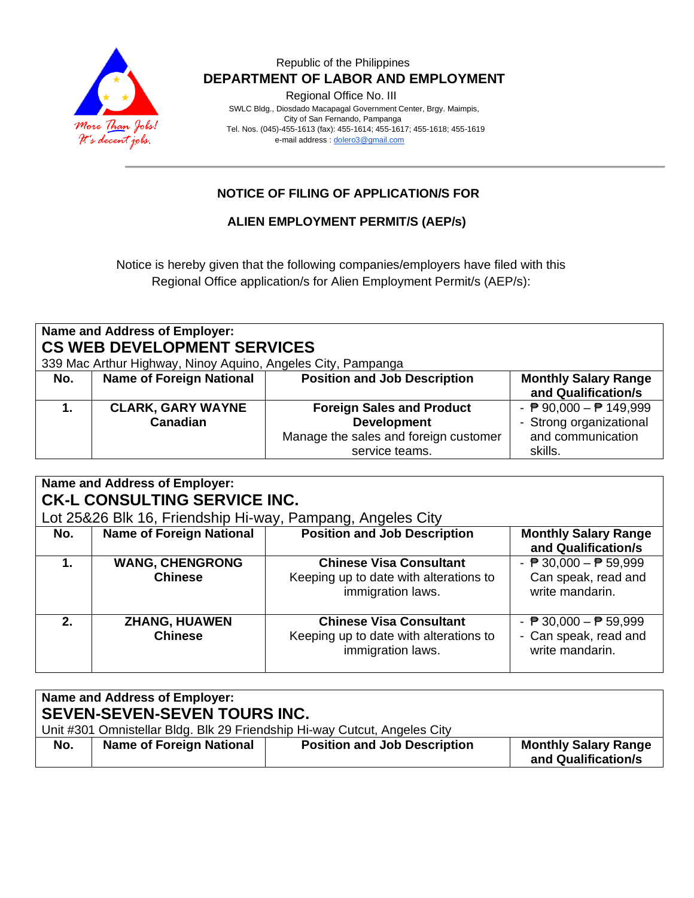Republic of the Philippines
**DEPARTMENT OF LABOR AND EMPLOYMENT**
Regional Office No. III
SWLC Bldg., Diosdado Macapagal Government Center, Brgy. Maimpis,
City of San Fernando, Pampanga
Tel. Nos. (045)-455-1613 (fax): 455-1614; 455-1617; 455-1618; 455-1619
e-mail address : dolero3@gmail.com

More Than Jobs! It's decent jobs.

## NOTICE OF FILING OF APPLICATION/S FOR

## ALIEN EMPLOYMENT PERMIT/S (AEP/s)

Notice is hereby given that the following companies/employers have filed with this Regional Office application/s for Alien Employment Permit/s (AEP/s):

**Name and Address of Employer:**
**CS WEB DEVELOPMENT SERVICES**
339 Mac Arthur Highway, Ninoy Aquino, Angeles City, Pampanga

| No. | Name of Foreign National | Position and Job Description | Monthly Salary Range and Qualification/s |
|---|---|---|---|
| **1.** | **CLARK, GARY WAYNE**<br>**Canadian** | **Foreign Sales and Product Development**<br>Manage the sales and foreign customer service teams. | - ₱ 90,000 – ₱ 149,999<br>- Strong organizational and communication skills. |

**Name and Address of Employer:**
**CK-L CONSULTING SERVICE INC.**
Lot 25&26 Blk 16, Friendship Hi-way, Pampang, Angeles City

| No. | Name of Foreign National | Position and Job Description | Monthly Salary Range and Qualification/s |
|---|---|---|---|
| **1.** | **WANG, CHENGRONG**<br>**Chinese** | **Chinese Visa Consultant**<br>Keeping up to date with alterations to immigration laws. | - ₱ 30,000 – ₱ 59,999<br>Can speak, read and write mandarin. |
| **2.** | **ZHANG, HUAWEN**<br>**Chinese** | **Chinese Visa Consultant**<br>Keeping up to date with alterations to immigration laws. | - ₱ 30,000 – ₱ 59,999<br>- Can speak, read and write mandarin. |

**Name and Address of Employer:**
**SEVEN-SEVEN-SEVEN TOURS INC.**
Unit #301 Omnistellar Bldg. Blk 29 Friendship Hi-way Cutcut, Angeles City

| No. | Name of Foreign National | Position and Job Description | Monthly Salary Range and Qualification/s |
|---|---|---|---|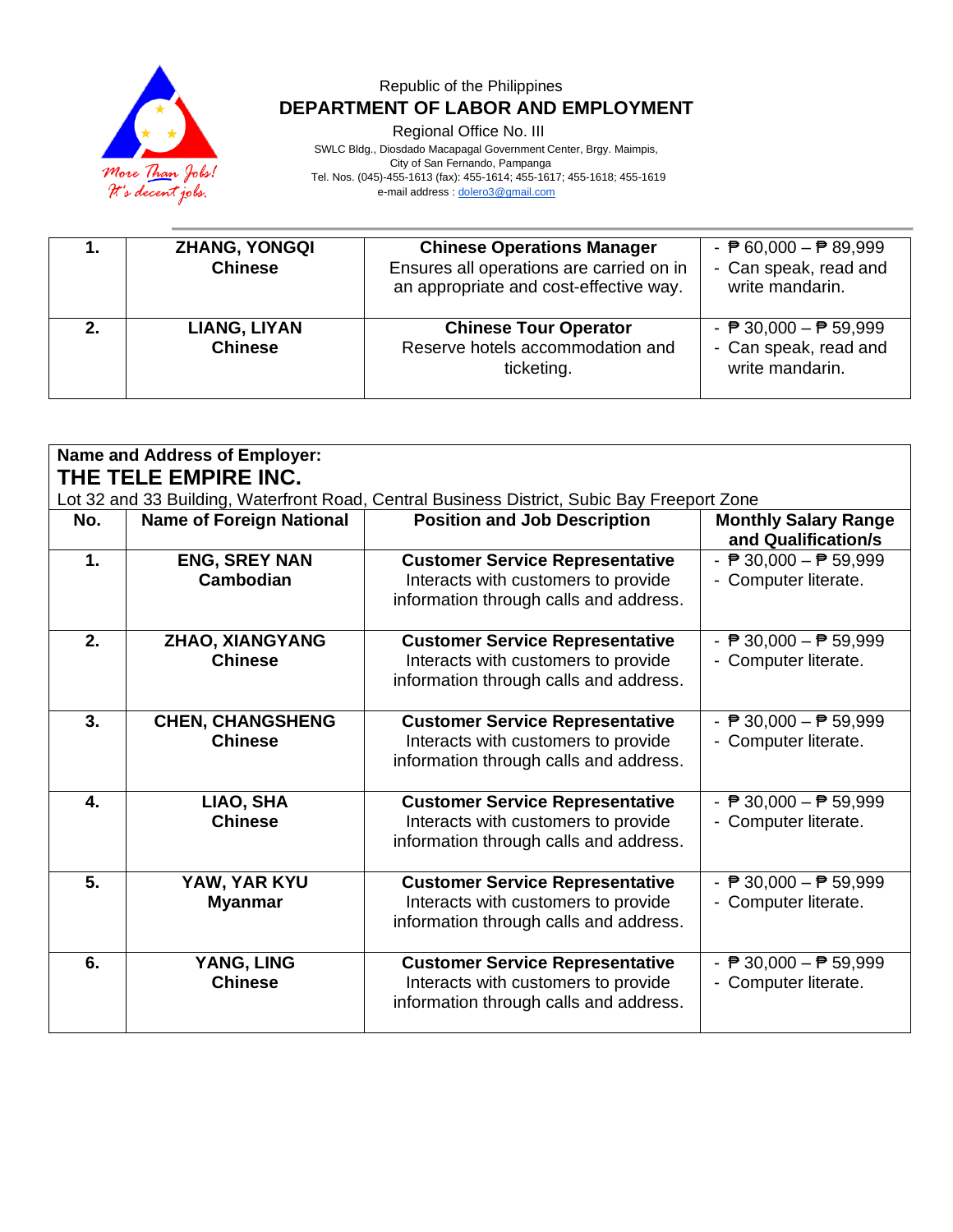Republic of the Philippines
**DEPARTMENT OF LABOR AND EMPLOYMENT**
Regional Office No. III
SWLC Bldg., Diosdado Macapagal Government Center, Brgy. Maimpis,
City of San Fernando, Pampanga
Tel. Nos. (045)-455-1613 (fax): 455-1614; 455-1617; 455-1618; 455-1619
e-mail address : dolero3@gmail.com

| | | | |
|---|---|---|---|
| **1.** | **ZHANG, YONGQI**<br>**Chinese** | **Chinese Operations Manager**<br>Ensures all operations are carried on in an appropriate and cost-effective way. | - ₱ 60,000 – ₱ 89,999<br>- Can speak, read and write mandarin. |
| **2.** | **LIANG, LIYAN**<br>**Chinese** | **Chinese Tour Operator**<br>Reserve hotels accommodation and ticketing. | - ₱ 30,000 – ₱ 59,999<br>- Can speak, read and write mandarin. |

**Name and Address of Employer:**
**THE TELE EMPIRE INC.**
Lot 32 and 33 Building, Waterfront Road, Central Business District, Subic Bay Freeport Zone

| No. | Name of Foreign National | Position and Job Description | Monthly Salary Range and Qualification/s |
|---|---|---|---|
| **1.** | **ENG, SREY NAN**<br>**Cambodian** | **Customer Service Representative**<br>Interacts with customers to provide information through calls and address. | - ₱ 30,000 – ₱ 59,999<br>- Computer literate. |
| **2.** | **ZHAO, XIANGYANG**<br>**Chinese** | **Customer Service Representative**<br>Interacts with customers to provide information through calls and address. | - ₱ 30,000 – ₱ 59,999<br>- Computer literate. |
| **3.** | **CHEN, CHANGSHENG**<br>**Chinese** | **Customer Service Representative**<br>Interacts with customers to provide information through calls and address. | - ₱ 30,000 – ₱ 59,999<br>- Computer literate. |
| **4.** | **LIAO, SHA**<br>**Chinese** | **Customer Service Representative**<br>Interacts with customers to provide information through calls and address. | - ₱ 30,000 – ₱ 59,999<br>- Computer literate. |
| **5.** | **YAW, YAR KYU**<br>**Myanmar** | **Customer Service Representative**<br>Interacts with customers to provide information through calls and address. | - ₱ 30,000 – ₱ 59,999<br>- Computer literate. |
| **6.** | **YANG, LING**<br>**Chinese** | **Customer Service Representative**<br>Interacts with customers to provide information through calls and address. | - ₱ 30,000 – ₱ 59,999<br>- Computer literate. |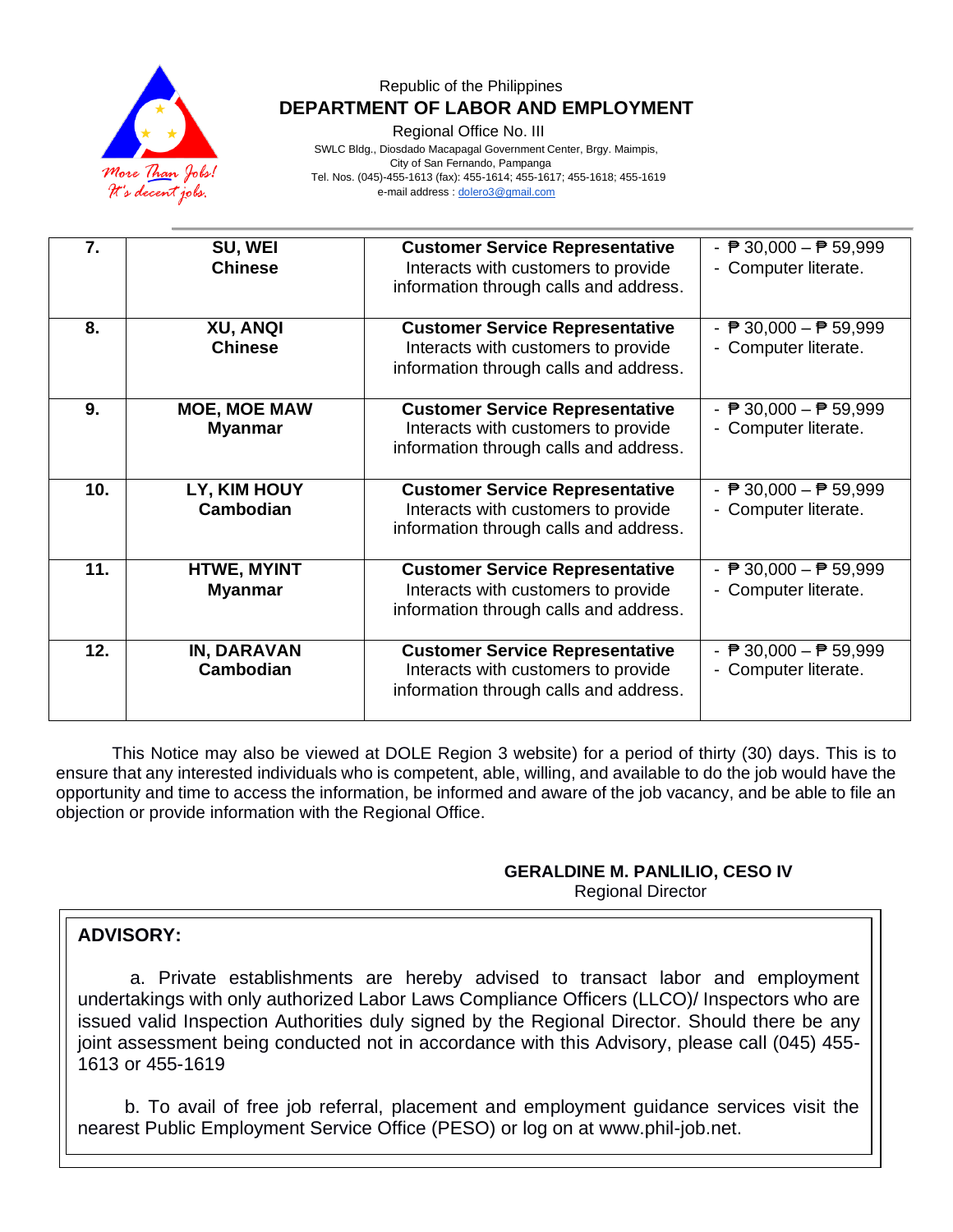Republic of the Philippines
**DEPARTMENT OF LABOR AND EMPLOYMENT**
Regional Office No. III
SWLC Bldg., Diosdado Macapagal Government Center, Brgy. Maimpis,
City of San Fernando, Pampanga
Tel. Nos. (045)-455-1613 (fax): 455-1614; 455-1617; 455-1618; 455-1619
e-mail address : dolero3@gmail.com

| | | | |
|---|---|---|---|
| **7.** | **SU, WEI**<br>**Chinese** | **Customer Service Representative**<br>Interacts with customers to provide information through calls and address. | - ₱ 30,000 – ₱ 59,999<br>- Computer literate. |
| **8.** | **XU, ANQI**<br>**Chinese** | **Customer Service Representative**<br>Interacts with customers to provide information through calls and address. | - ₱ 30,000 – ₱ 59,999<br>- Computer literate. |
| **9.** | **MOE, MOE MAW**<br>**Myanmar** | **Customer Service Representative**<br>Interacts with customers to provide information through calls and address. | - ₱ 30,000 – ₱ 59,999<br>- Computer literate. |
| **10.** | **LY, KIM HOUY**<br>**Cambodian** | **Customer Service Representative**<br>Interacts with customers to provide information through calls and address. | - ₱ 30,000 – ₱ 59,999<br>- Computer literate. |
| **11.** | **HTWE, MYINT**<br>**Myanmar** | **Customer Service Representative**<br>Interacts with customers to provide information through calls and address. | - ₱ 30,000 – ₱ 59,999<br>- Computer literate. |
| **12.** | **IN, DARAVAN**<br>**Cambodian** | **Customer Service Representative**<br>Interacts with customers to provide information through calls and address. | - ₱ 30,000 – ₱ 59,999<br>- Computer literate. |

This Notice may also be viewed at DOLE Region 3 website) for a period of thirty (30) days. This is to ensure that any interested individuals who is competent, able, willing, and available to do the job would have the opportunity and time to access the information, be informed and aware of the job vacancy, and be able to file an objection or provide information with the Regional Office.

**GERALDINE M. PANLILIO, CESO IV**
Regional Director

**ADVISORY:**

a. Private establishments are hereby advised to transact labor and employment undertakings with only authorized Labor Laws Compliance Officers (LLCO)/ Inspectors who are issued valid Inspection Authorities duly signed by the Regional Director. Should there be any joint assessment being conducted not in accordance with this Advisory, please call (045) 455-1613 or 455-1619

b. To avail of free job referral, placement and employment guidance services visit the nearest Public Employment Service Office (PESO) or log on at www.phil-job.net.